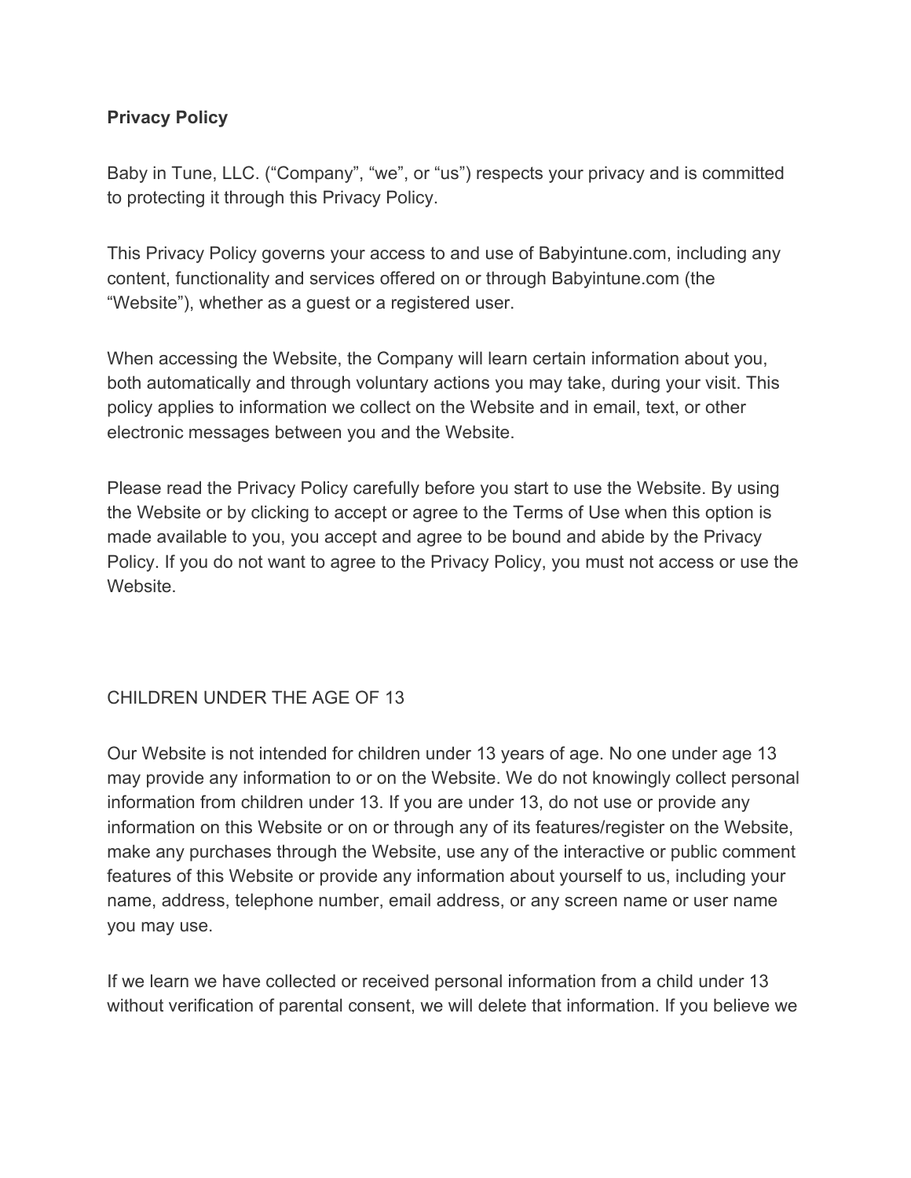**Privacy Policy**

Baby in Tune, LLC. ("Company", "we", or "us") respects your privacy and is committed to protecting it through this Privacy Policy.

This Privacy Policy governs your access to and use of Babyintune.com, including any content, functionality and services offered on or through Babyintune.com (the "Website"), whether as a guest or a registered user.

When accessing the Website, the Company will learn certain information about you, both automatically and through voluntary actions you may take, during your visit. This policy applies to information we collect on the Website and in email, text, or other electronic messages between you and the Website.

Please read the Privacy Policy carefully before you start to use the Website. By using the Website or by clicking to accept or agree to the Terms of Use when this option is made available to you, you accept and agree to be bound and abide by the Privacy Policy. If you do not want to agree to the Privacy Policy, you must not access or use the Website.

## CHILDREN UNDER THE AGE OF 13

Our Website is not intended for children under 13 years of age. No one under age 13 may provide any information to or on the Website. We do not knowingly collect personal information from children under 13. If you are under 13, do not use or provide any information on this Website or on or through any of its features/register on the Website, make any purchases through the Website, use any of the interactive or public comment features of this Website or provide any information about yourself to us, including your name, address, telephone number, email address, or any screen name or user name you may use.

If we learn we have collected or received personal information from a child under 13 without verification of parental consent, we will delete that information. If you believe we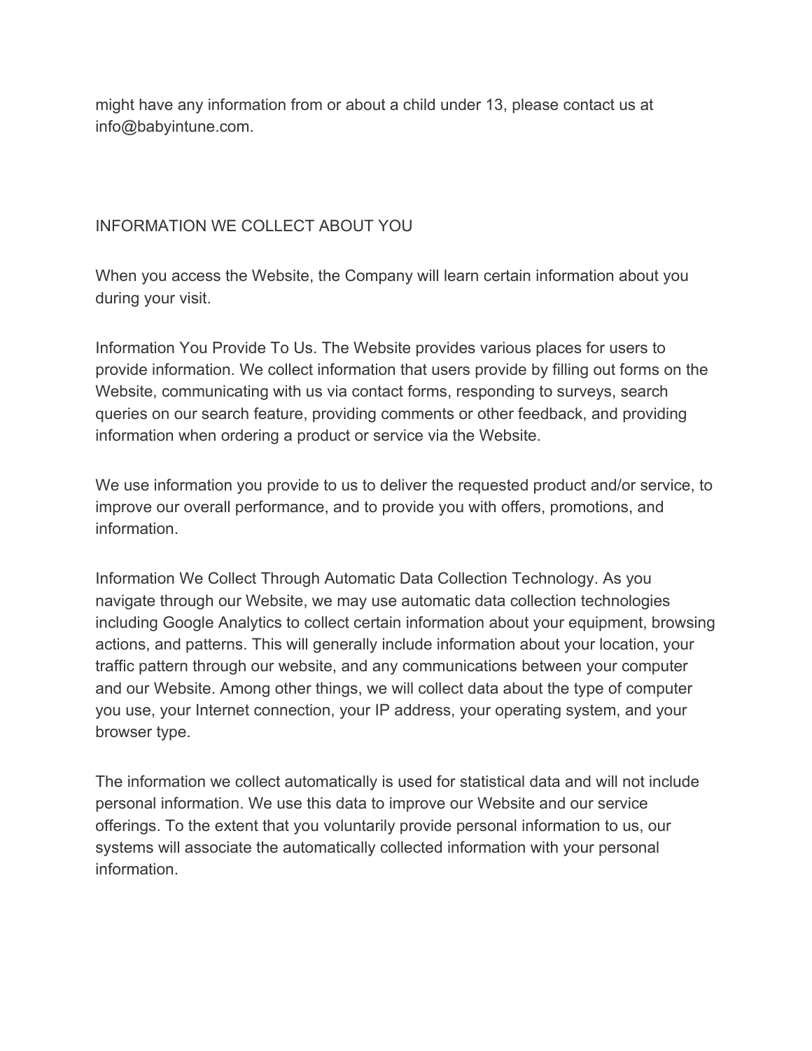might have any information from or about a child under 13, please contact us at info@babyintune.com.

## INFORMATION WE COLLECT ABOUT YOU

When you access the Website, the Company will learn certain information about you during your visit.

Information You Provide To Us. The Website provides various places for users to provide information. We collect information that users provide by filling out forms on the Website, communicating with us via contact forms, responding to surveys, search queries on our search feature, providing comments or other feedback, and providing information when ordering a product or service via the Website.

We use information you provide to us to deliver the requested product and/or service, to improve our overall performance, and to provide you with offers, promotions, and information.

Information We Collect Through Automatic Data Collection Technology. As you navigate through our Website, we may use automatic data collection technologies including Google Analytics to collect certain information about your equipment, browsing actions, and patterns. This will generally include information about your location, your traffic pattern through our website, and any communications between your computer and our Website. Among other things, we will collect data about the type of computer you use, your Internet connection, your IP address, your operating system, and your browser type.

The information we collect automatically is used for statistical data and will not include personal information. We use this data to improve our Website and our service offerings. To the extent that you voluntarily provide personal information to us, our systems will associate the automatically collected information with your personal information.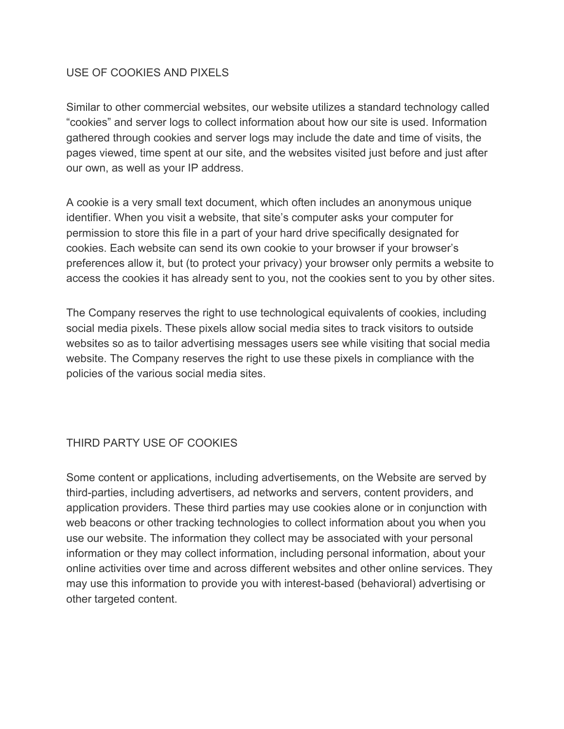## USE OF COOKIES AND PIXELS

Similar to other commercial websites, our website utilizes a standard technology called “cookies” and server logs to collect information about how our site is used. Information gathered through cookies and server logs may include the date and time of visits, the pages viewed, time spent at our site, and the websites visited just before and just after our own, as well as your IP address.

A cookie is a very small text document, which often includes an anonymous unique identifier. When you visit a website, that site’s computer asks your computer for permission to store this file in a part of your hard drive specifically designated for cookies. Each website can send its own cookie to your browser if your browser’s preferences allow it, but (to protect your privacy) your browser only permits a website to access the cookies it has already sent to you, not the cookies sent to you by other sites.

The Company reserves the right to use technological equivalents of cookies, including social media pixels. These pixels allow social media sites to track visitors to outside websites so as to tailor advertising messages users see while visiting that social media website. The Company reserves the right to use these pixels in compliance with the policies of the various social media sites.

## THIRD PARTY USE OF COOKIES

Some content or applications, including advertisements, on the Website are served by third-parties, including advertisers, ad networks and servers, content providers, and application providers. These third parties may use cookies alone or in conjunction with web beacons or other tracking technologies to collect information about you when you use our website. The information they collect may be associated with your personal information or they may collect information, including personal information, about your online activities over time and across different websites and other online services. They may use this information to provide you with interest-based (behavioral) advertising or other targeted content.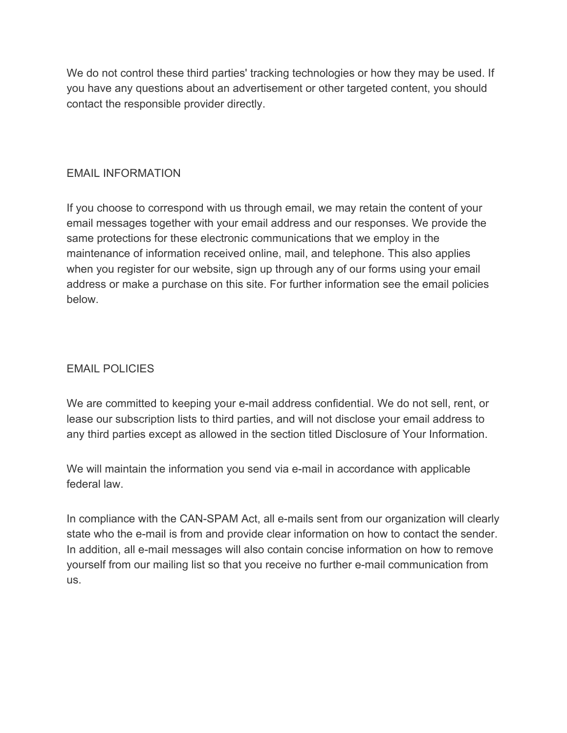We do not control these third parties' tracking technologies or how they may be used. If you have any questions about an advertisement or other targeted content, you should contact the responsible provider directly.

## EMAIL INFORMATION

If you choose to correspond with us through email, we may retain the content of your email messages together with your email address and our responses. We provide the same protections for these electronic communications that we employ in the maintenance of information received online, mail, and telephone. This also applies when you register for our website, sign up through any of our forms using your email address or make a purchase on this site. For further information see the email policies below.

## EMAIL POLICIES

We are committed to keeping your e-mail address confidential. We do not sell, rent, or lease our subscription lists to third parties, and will not disclose your email address to any third parties except as allowed in the section titled Disclosure of Your Information.

We will maintain the information you send via e-mail in accordance with applicable federal law.

In compliance with the CAN-SPAM Act, all e-mails sent from our organization will clearly state who the e-mail is from and provide clear information on how to contact the sender. In addition, all e-mail messages will also contain concise information on how to remove yourself from our mailing list so that you receive no further e-mail communication from us.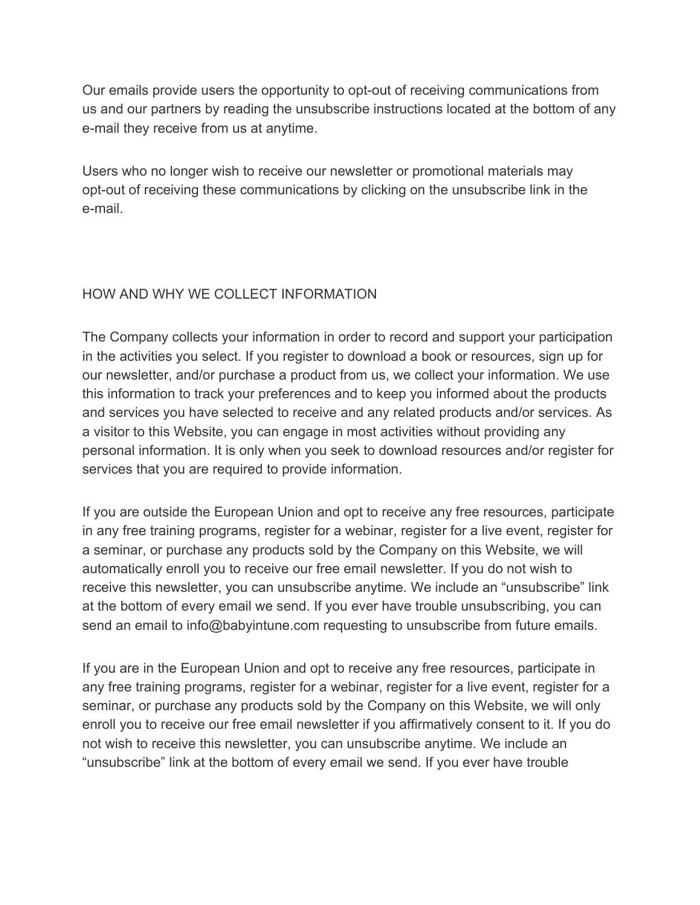Our emails provide users the opportunity to opt-out of receiving communications from us and our partners by reading the unsubscribe instructions located at the bottom of any e-mail they receive from us at anytime.

Users who no longer wish to receive our newsletter or promotional materials may opt-out of receiving these communications by clicking on the unsubscribe link in the e-mail.

## HOW AND WHY WE COLLECT INFORMATION

The Company collects your information in order to record and support your participation in the activities you select. If you register to download a book or resources, sign up for our newsletter, and/or purchase a product from us, we collect your information. We use this information to track your preferences and to keep you informed about the products and services you have selected to receive and any related products and/or services. As a visitor to this Website, you can engage in most activities without providing any personal information. It is only when you seek to download resources and/or register for services that you are required to provide information.

If you are outside the European Union and opt to receive any free resources, participate in any free training programs, register for a webinar, register for a live event, register for a seminar, or purchase any products sold by the Company on this Website, we will automatically enroll you to receive our free email newsletter. If you do not wish to receive this newsletter, you can unsubscribe anytime. We include an "unsubscribe" link at the bottom of every email we send. If you ever have trouble unsubscribing, you can send an email to info@babyintune.com requesting to unsubscribe from future emails.

If you are in the European Union and opt to receive any free resources, participate in any free training programs, register for a webinar, register for a live event, register for a seminar, or purchase any products sold by the Company on this Website, we will only enroll you to receive our free email newsletter if you affirmatively consent to it. If you do not wish to receive this newsletter, you can unsubscribe anytime. We include an "unsubscribe" link at the bottom of every email we send. If you ever have trouble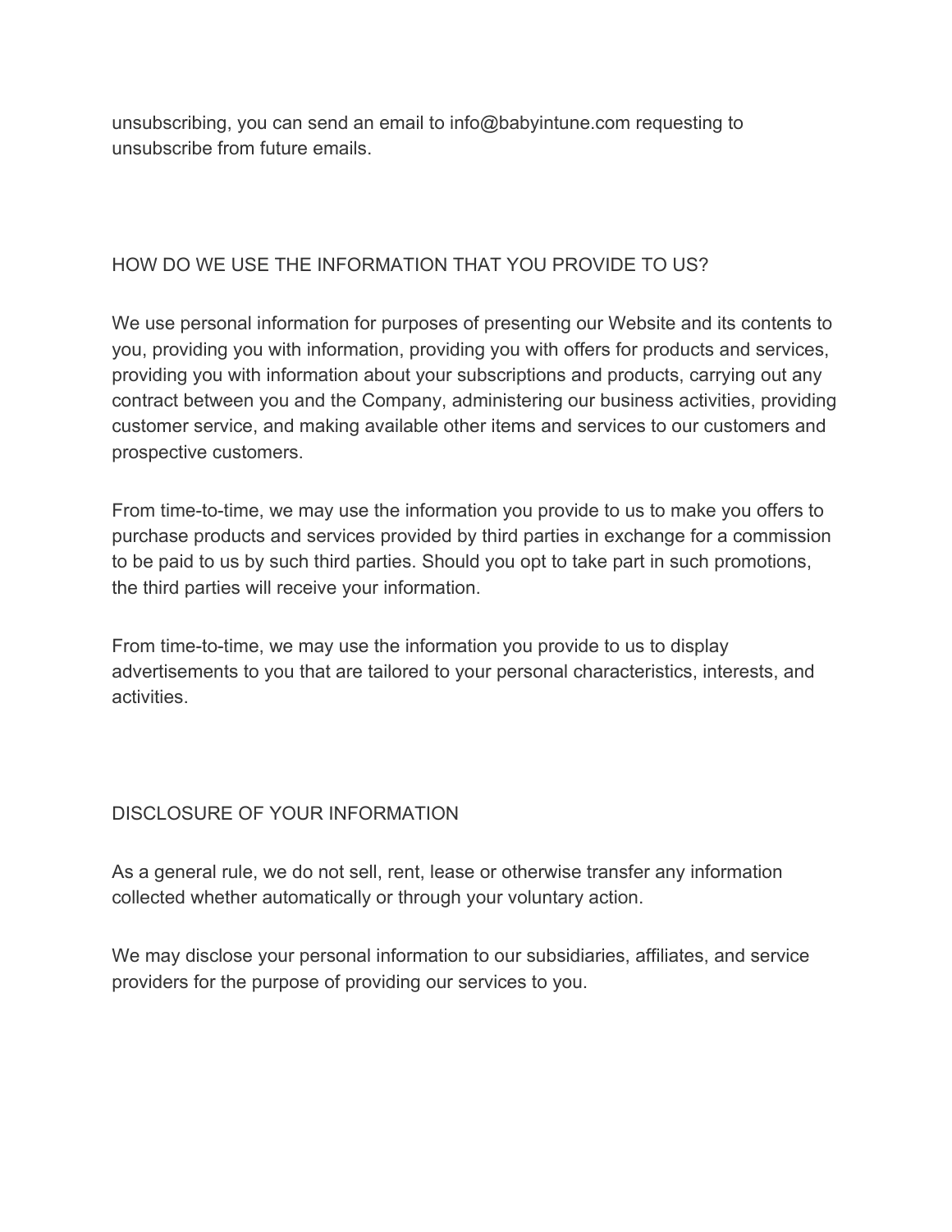unsubscribing, you can send an email to info@babyintune.com requesting to unsubscribe from future emails.

## HOW DO WE USE THE INFORMATION THAT YOU PROVIDE TO US?

We use personal information for purposes of presenting our Website and its contents to you, providing you with information, providing you with offers for products and services, providing you with information about your subscriptions and products, carrying out any contract between you and the Company, administering our business activities, providing customer service, and making available other items and services to our customers and prospective customers.

From time-to-time, we may use the information you provide to us to make you offers to purchase products and services provided by third parties in exchange for a commission to be paid to us by such third parties. Should you opt to take part in such promotions, the third parties will receive your information.

From time-to-time, we may use the information you provide to us to display advertisements to you that are tailored to your personal characteristics, interests, and activities.

## DISCLOSURE OF YOUR INFORMATION

As a general rule, we do not sell, rent, lease or otherwise transfer any information collected whether automatically or through your voluntary action.

We may disclose your personal information to our subsidiaries, affiliates, and service providers for the purpose of providing our services to you.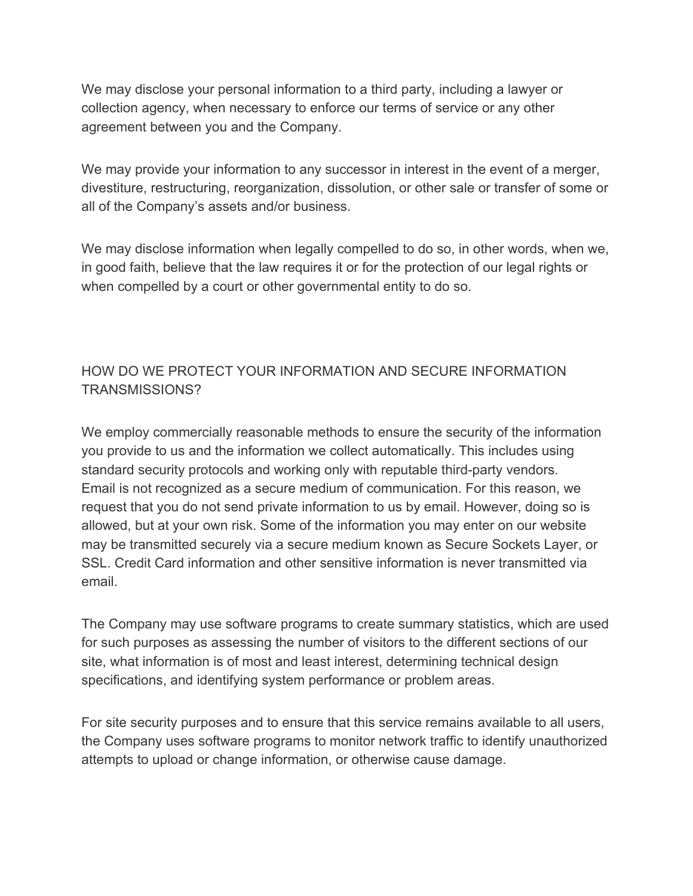We may disclose your personal information to a third party, including a lawyer or collection agency, when necessary to enforce our terms of service or any other agreement between you and the Company.

We may provide your information to any successor in interest in the event of a merger, divestiture, restructuring, reorganization, dissolution, or other sale or transfer of some or all of the Company's assets and/or business.

We may disclose information when legally compelled to do so, in other words, when we, in good faith, believe that the law requires it or for the protection of our legal rights or when compelled by a court or other governmental entity to do so.

## HOW DO WE PROTECT YOUR INFORMATION AND SECURE INFORMATION TRANSMISSIONS?

We employ commercially reasonable methods to ensure the security of the information you provide to us and the information we collect automatically. This includes using standard security protocols and working only with reputable third-party vendors. Email is not recognized as a secure medium of communication. For this reason, we request that you do not send private information to us by email. However, doing so is allowed, but at your own risk. Some of the information you may enter on our website may be transmitted securely via a secure medium known as Secure Sockets Layer, or SSL. Credit Card information and other sensitive information is never transmitted via email.

The Company may use software programs to create summary statistics, which are used for such purposes as assessing the number of visitors to the different sections of our site, what information is of most and least interest, determining technical design specifications, and identifying system performance or problem areas.

For site security purposes and to ensure that this service remains available to all users, the Company uses software programs to monitor network traffic to identify unauthorized attempts to upload or change information, or otherwise cause damage.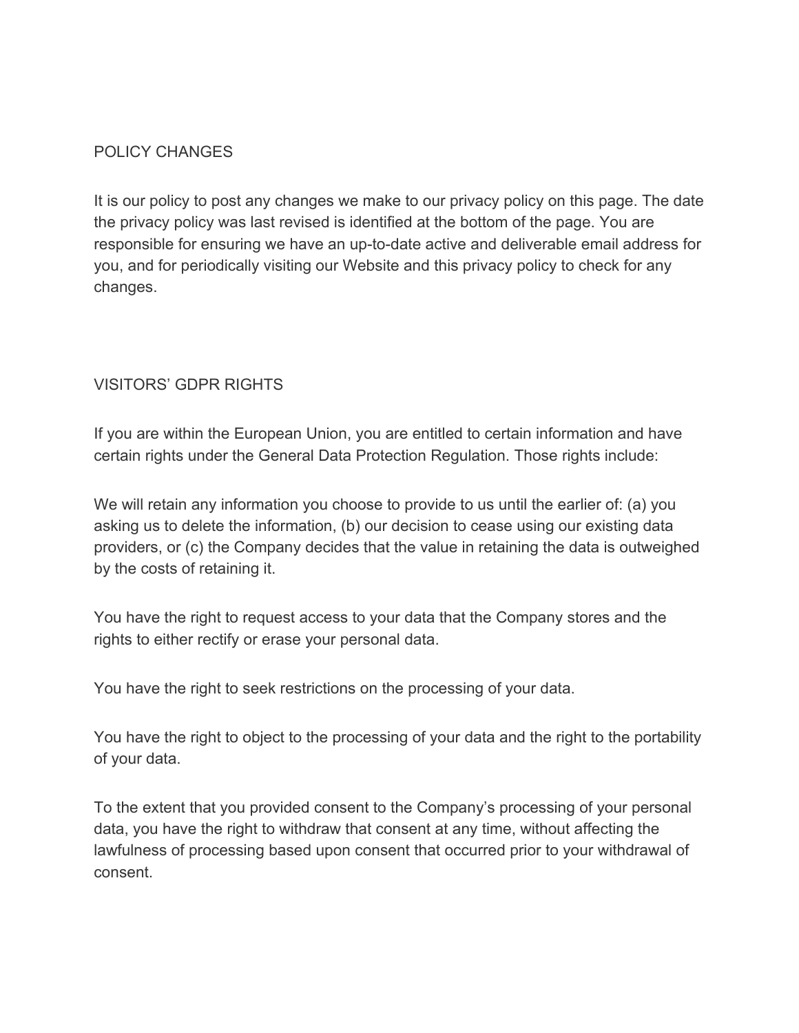## POLICY CHANGES

It is our policy to post any changes we make to our privacy policy on this page. The date the privacy policy was last revised is identified at the bottom of the page. You are responsible for ensuring we have an up-to-date active and deliverable email address for you, and for periodically visiting our Website and this privacy policy to check for any changes.

## VISITORS' GDPR RIGHTS

If you are within the European Union, you are entitled to certain information and have certain rights under the General Data Protection Regulation. Those rights include:

We will retain any information you choose to provide to us until the earlier of: (a) you asking us to delete the information, (b) our decision to cease using our existing data providers, or (c) the Company decides that the value in retaining the data is outweighed by the costs of retaining it.

You have the right to request access to your data that the Company stores and the rights to either rectify or erase your personal data.

You have the right to seek restrictions on the processing of your data.

You have the right to object to the processing of your data and the right to the portability of your data.

To the extent that you provided consent to the Company's processing of your personal data, you have the right to withdraw that consent at any time, without affecting the lawfulness of processing based upon consent that occurred prior to your withdrawal of consent.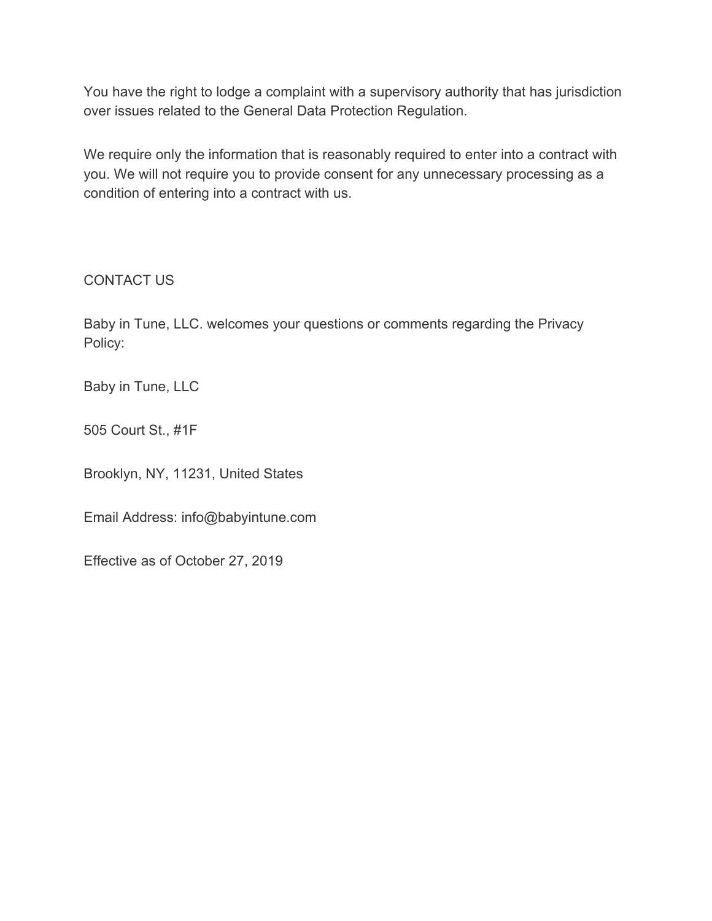You have the right to lodge a complaint with a supervisory authority that has jurisdiction over issues related to the General Data Protection Regulation.

We require only the information that is reasonably required to enter into a contract with you. We will not require you to provide consent for any unnecessary processing as a condition of entering into a contract with us.

## CONTACT US

Baby in Tune, LLC. welcomes your questions or comments regarding the Privacy Policy:

Baby in Tune, LLC

505 Court St., #1F

Brooklyn, NY, 11231, United States

Email Address: info@babyintune.com

Effective as of October 27, 2019